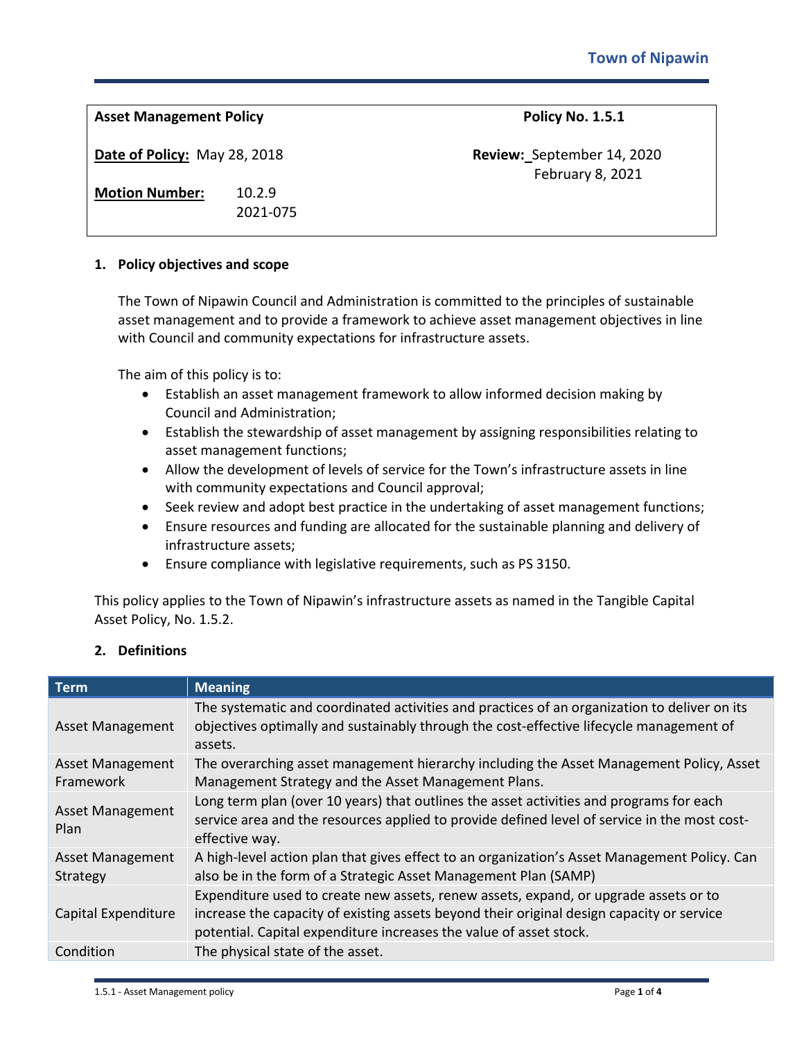# Town of Nipawin

| **Asset Management Policy** | **Policy No. 1.5.1** |
|---|---|
| **Date of Policy:** May 28, 2018 | **Review:** September 14, 2020<br>February 8, 2021 |
| **Motion Number:** 10.2.9<br>2021-075 | |

## 1. Policy objectives and scope

The Town of Nipawin Council and Administration is committed to the principles of sustainable asset management and to provide a framework to achieve asset management objectives in line with Council and community expectations for infrastructure assets.

The aim of this policy is to:

- Establish an asset management framework to allow informed decision making by Council and Administration;
- Establish the stewardship of asset management by assigning responsibilities relating to asset management functions;
- Allow the development of levels of service for the Town's infrastructure assets in line with community expectations and Council approval;
- Seek review and adopt best practice in the undertaking of asset management functions;
- Ensure resources and funding are allocated for the sustainable planning and delivery of infrastructure assets;
- Ensure compliance with legislative requirements, such as PS 3150.

This policy applies to the Town of Nipawin's infrastructure assets as named in the Tangible Capital Asset Policy, No. 1.5.2.

## 2. Definitions

| Term | Meaning |
|---|---|
| Asset Management | The systematic and coordinated activities and practices of an organization to deliver on its objectives optimally and sustainably through the cost-effective lifecycle management of assets. |
| Asset Management Framework | The overarching asset management hierarchy including the Asset Management Policy, Asset Management Strategy and the Asset Management Plans. |
| Asset Management Plan | Long term plan (over 10 years) that outlines the asset activities and programs for each service area and the resources applied to provide defined level of service in the most cost-effective way. |
| Asset Management Strategy | A high-level action plan that gives effect to an organization's Asset Management Policy. Can also be in the form of a Strategic Asset Management Plan (SAMP) |
| Capital Expenditure | Expenditure used to create new assets, renew assets, expand, or upgrade assets or to increase the capacity of existing assets beyond their original design capacity or service potential. Capital expenditure increases the value of asset stock. |
| Condition | The physical state of the asset. |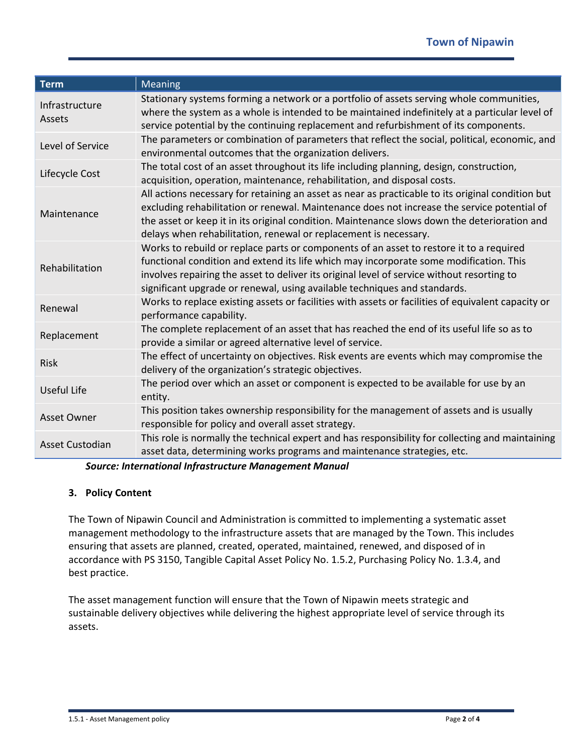| Term | Meaning |
| --- | --- |
| Infrastructure Assets | Stationary systems forming a network or a portfolio of assets serving whole communities, where the system as a whole is intended to be maintained indefinitely at a particular level of service potential by the continuing replacement and refurbishment of its components. |
| Level of Service | The parameters or combination of parameters that reflect the social, political, economic, and environmental outcomes that the organization delivers. |
| Lifecycle Cost | The total cost of an asset throughout its life including planning, design, construction, acquisition, operation, maintenance, rehabilitation, and disposal costs. |
| Maintenance | All actions necessary for retaining an asset as near as practicable to its original condition but excluding rehabilitation or renewal. Maintenance does not increase the service potential of the asset or keep it in its original condition. Maintenance slows down the deterioration and delays when rehabilitation, renewal or replacement is necessary. |
| Rehabilitation | Works to rebuild or replace parts or components of an asset to restore it to a required functional condition and extend its life which may incorporate some modification. This involves repairing the asset to deliver its original level of service without resorting to significant upgrade or renewal, using available techniques and standards. |
| Renewal | Works to replace existing assets or facilities with assets or facilities of equivalent capacity or performance capability. |
| Replacement | The complete replacement of an asset that has reached the end of its useful life so as to provide a similar or agreed alternative level of service. |
| Risk | The effect of uncertainty on objectives. Risk events are events which may compromise the delivery of the organization's strategic objectives. |
| Useful Life | The period over which an asset or component is expected to be available for use by an entity. |
| Asset Owner | This position takes ownership responsibility for the management of assets and is usually responsible for policy and overall asset strategy. |
| Asset Custodian | This role is normally the technical expert and has responsibility for collecting and maintaining asset data, determining works programs and maintenance strategies, etc. |

***Source: International Infrastructure Management Manual***

**3. Policy Content**

The Town of Nipawin Council and Administration is committed to implementing a systematic asset management methodology to the infrastructure assets that are managed by the Town. This includes ensuring that assets are planned, created, operated, maintained, renewed, and disposed of in accordance with PS 3150, Tangible Capital Asset Policy No. 1.5.2, Purchasing Policy No. 1.3.4, and best practice.

The asset management function will ensure that the Town of Nipawin meets strategic and sustainable delivery objectives while delivering the highest appropriate level of service through its assets.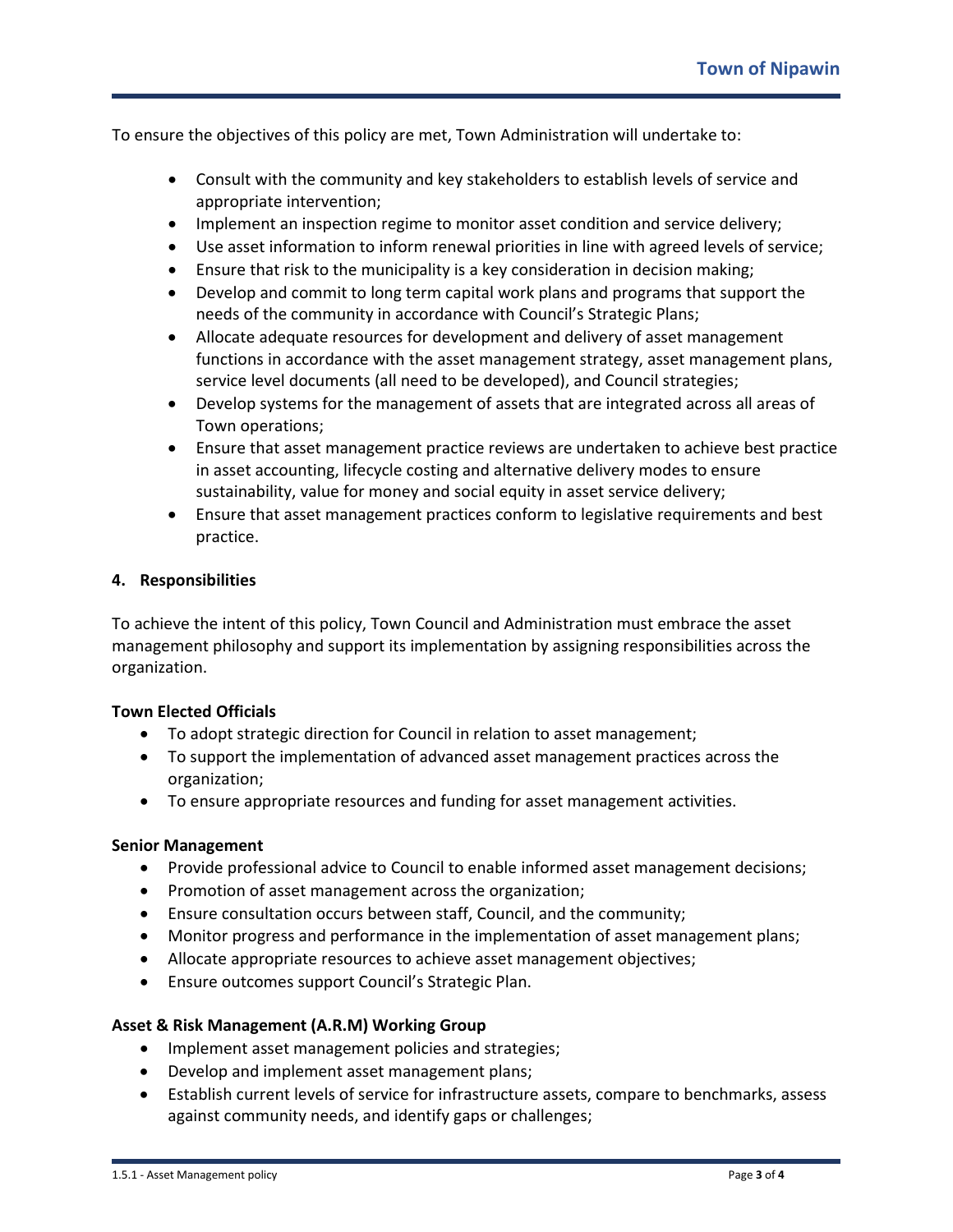To ensure the objectives of this policy are met, Town Administration will undertake to:

- Consult with the community and key stakeholders to establish levels of service and appropriate intervention;
- Implement an inspection regime to monitor asset condition and service delivery;
- Use asset information to inform renewal priorities in line with agreed levels of service;
- Ensure that risk to the municipality is a key consideration in decision making;
- Develop and commit to long term capital work plans and programs that support the needs of the community in accordance with Council's Strategic Plans;
- Allocate adequate resources for development and delivery of asset management functions in accordance with the asset management strategy, asset management plans, service level documents (all need to be developed), and Council strategies;
- Develop systems for the management of assets that are integrated across all areas of Town operations;
- Ensure that asset management practice reviews are undertaken to achieve best practice in asset accounting, lifecycle costing and alternative delivery modes to ensure sustainability, value for money and social equity in asset service delivery;
- Ensure that asset management practices conform to legislative requirements and best practice.

## 4. Responsibilities

To achieve the intent of this policy, Town Council and Administration must embrace the asset management philosophy and support its implementation by assigning responsibilities across the organization.

**Town Elected Officials**

- To adopt strategic direction for Council in relation to asset management;
- To support the implementation of advanced asset management practices across the organization;
- To ensure appropriate resources and funding for asset management activities.

**Senior Management**

- Provide professional advice to Council to enable informed asset management decisions;
- Promotion of asset management across the organization;
- Ensure consultation occurs between staff, Council, and the community;
- Monitor progress and performance in the implementation of asset management plans;
- Allocate appropriate resources to achieve asset management objectives;
- Ensure outcomes support Council's Strategic Plan.

**Asset & Risk Management (A.R.M) Working Group**

- Implement asset management policies and strategies;
- Develop and implement asset management plans;
- Establish current levels of service for infrastructure assets, compare to benchmarks, assess against community needs, and identify gaps or challenges;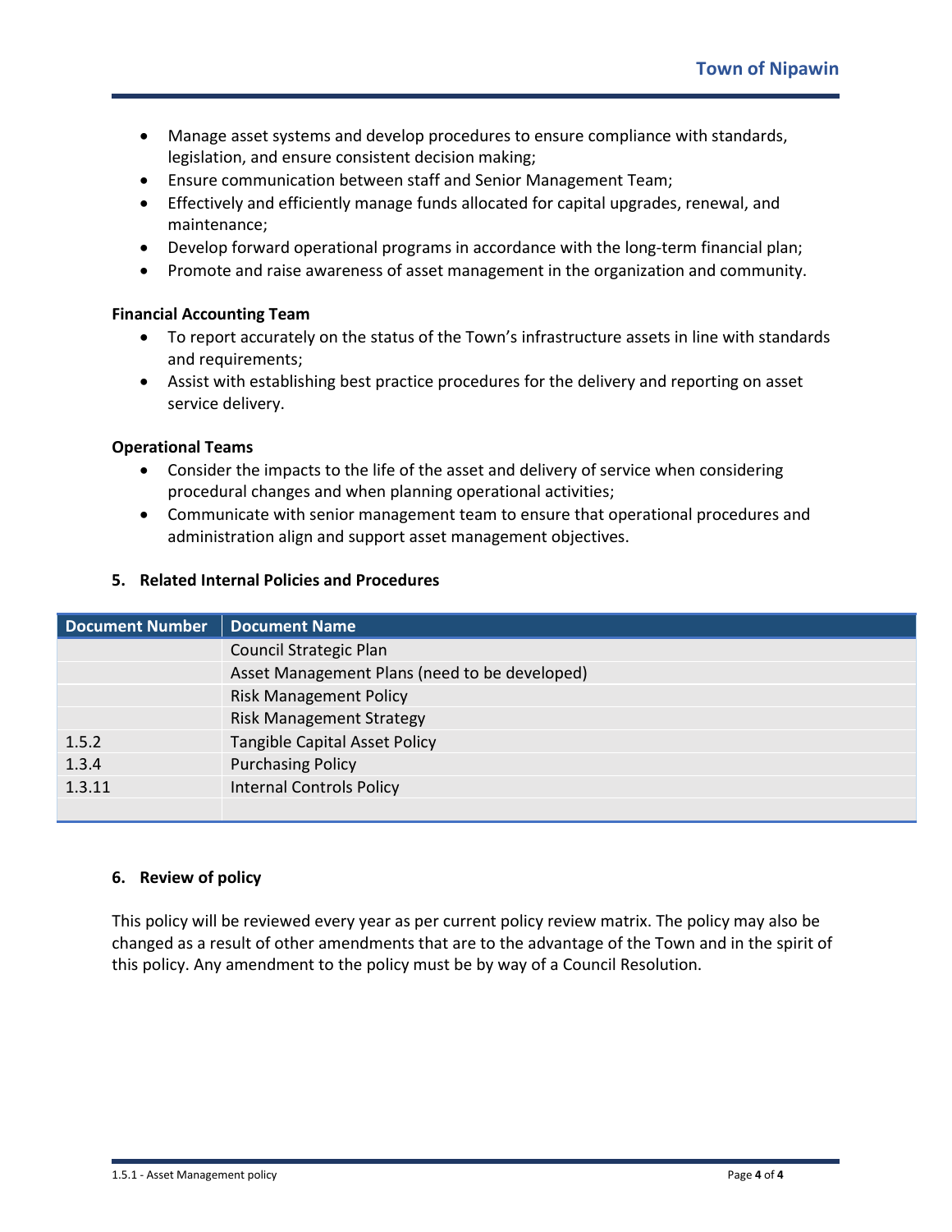- Manage asset systems and develop procedures to ensure compliance with standards, legislation, and ensure consistent decision making;
- Ensure communication between staff and Senior Management Team;
- Effectively and efficiently manage funds allocated for capital upgrades, renewal, and maintenance;
- Develop forward operational programs in accordance with the long-term financial plan;
- Promote and raise awareness of asset management in the organization and community.

**Financial Accounting Team**

- To report accurately on the status of the Town's infrastructure assets in line with standards and requirements;
- Assist with establishing best practice procedures for the delivery and reporting on asset service delivery.

**Operational Teams**

- Consider the impacts to the life of the asset and delivery of service when considering procedural changes and when planning operational activities;
- Communicate with senior management team to ensure that operational procedures and administration align and support asset management objectives.

## 5. Related Internal Policies and Procedures

| Document Number | Document Name |
|---|---|
| | Council Strategic Plan |
| | Asset Management Plans (need to be developed) |
| | Risk Management Policy |
| | Risk Management Strategy |
| 1.5.2 | Tangible Capital Asset Policy |
| 1.3.4 | Purchasing Policy |
| 1.3.11 | Internal Controls Policy |
| | |

## 6. Review of policy

This policy will be reviewed every year as per current policy review matrix. The policy may also be changed as a result of other amendments that are to the advantage of the Town and in the spirit of this policy. Any amendment to the policy must be by way of a Council Resolution.